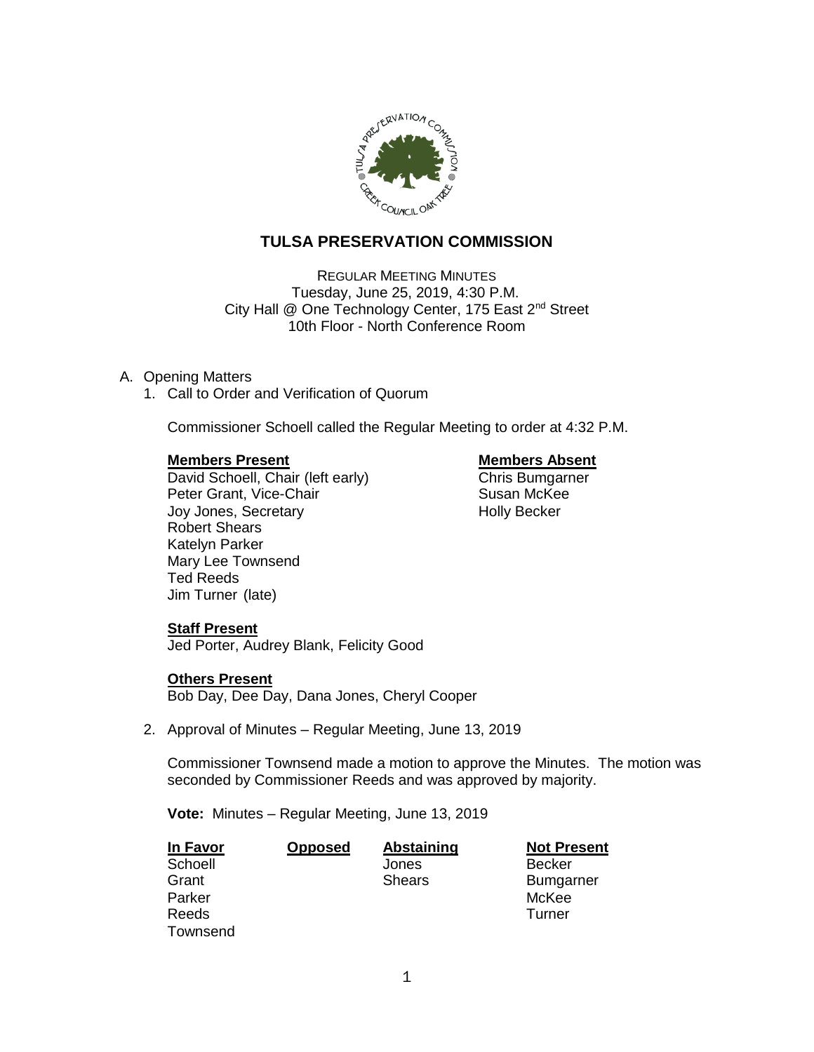# TULSA PRESERVATION COMMISSION

REGULAR MEETING MINUTES
Tuesday, June 25, 2019, 4:30 P.M.
City Hall @ One Technology Center, 175 East 2nd Street
10th Floor - North Conference Room

A. Opening Matters
   1. Call to Order and Verification of Quorum

      Commissioner Schoell called the Regular Meeting to order at 4:32 P.M.

      | **Members Present** | **Members Absent** |
      |---|---|
      | David Schoell, Chair (left early) | Chris Bumgarner |
      | Peter Grant, Vice-Chair | Susan McKee |
      | Joy Jones, Secretary | Holly Becker |
      | Robert Shears | |
      | Katelyn Parker | |
      | Mary Lee Townsend | |
      | Ted Reeds | |
      | Jim Turner (late) | |

      **Staff Present**
      Jed Porter, Audrey Blank, Felicity Good

      **Others Present**
      Bob Day, Dee Day, Dana Jones, Cheryl Cooper

   2. Approval of Minutes – Regular Meeting, June 13, 2019

      Commissioner Townsend made a motion to approve the Minutes. The motion was seconded by Commissioner Reeds and was approved by majority.

      **Vote:** Minutes – Regular Meeting, June 13, 2019

      | In Favor | Opposed | Abstaining | Not Present |
      |---|---|---|---|
      | Schoell | | Jones | Becker |
      | Grant | | Shears | Bumgarner |
      | Parker | | | McKee |
      | Reeds | | | Turner |
      | Townsend | | | |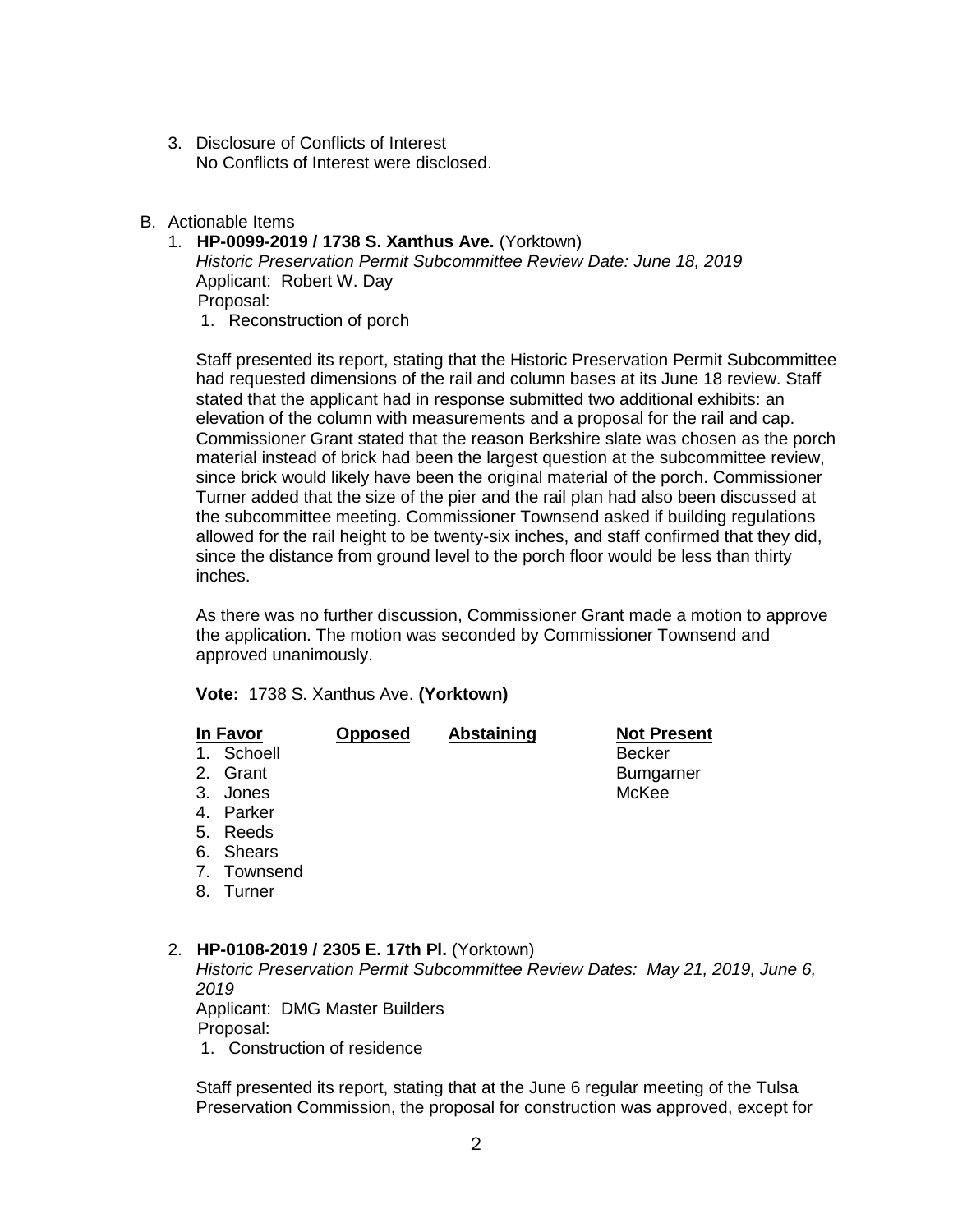3. Disclosure of Conflicts of Interest
   No Conflicts of Interest were disclosed.

B. Actionable Items

1. **HP-0099-2019 / 1738 S. Xanthus Ave.** (Yorktown)
   *Historic Preservation Permit Subcommittee Review Date: June 18, 2019*
   Applicant: Robert W. Day
   Proposal:
   1. Reconstruction of porch

   Staff presented its report, stating that the Historic Preservation Permit Subcommittee had requested dimensions of the rail and column bases at its June 18 review. Staff stated that the applicant had in response submitted two additional exhibits: an elevation of the column with measurements and a proposal for the rail and cap. Commissioner Grant stated that the reason Berkshire slate was chosen as the porch material instead of brick had been the largest question at the subcommittee review, since brick would likely have been the original material of the porch. Commissioner Turner added that the size of the pier and the rail plan had also been discussed at the subcommittee meeting. Commissioner Townsend asked if building regulations allowed for the rail height to be twenty-six inches, and staff confirmed that they did, since the distance from ground level to the porch floor would be less than thirty inches.

   As there was no further discussion, Commissioner Grant made a motion to approve the application. The motion was seconded by Commissioner Townsend and approved unanimously.

   **Vote:** 1738 S. Xanthus Ave. **(Yorktown)**

   | In Favor | Opposed | Abstaining | Not Present |
   |---|---|---|---|
   | 1. Schoell | | | Becker |
   | 2. Grant | | | Bumgarner |
   | 3. Jones | | | McKee |
   | 4. Parker | | | |
   | 5. Reeds | | | |
   | 6. Shears | | | |
   | 7. Townsend | | | |
   | 8. Turner | | | |

2. **HP-0108-2019 / 2305 E. 17th Pl.** (Yorktown)
   *Historic Preservation Permit Subcommittee Review Dates: May 21, 2019, June 6, 2019*
   Applicant: DMG Master Builders
   Proposal:
   1. Construction of residence

   Staff presented its report, stating that at the June 6 regular meeting of the Tulsa Preservation Commission, the proposal for construction was approved, except for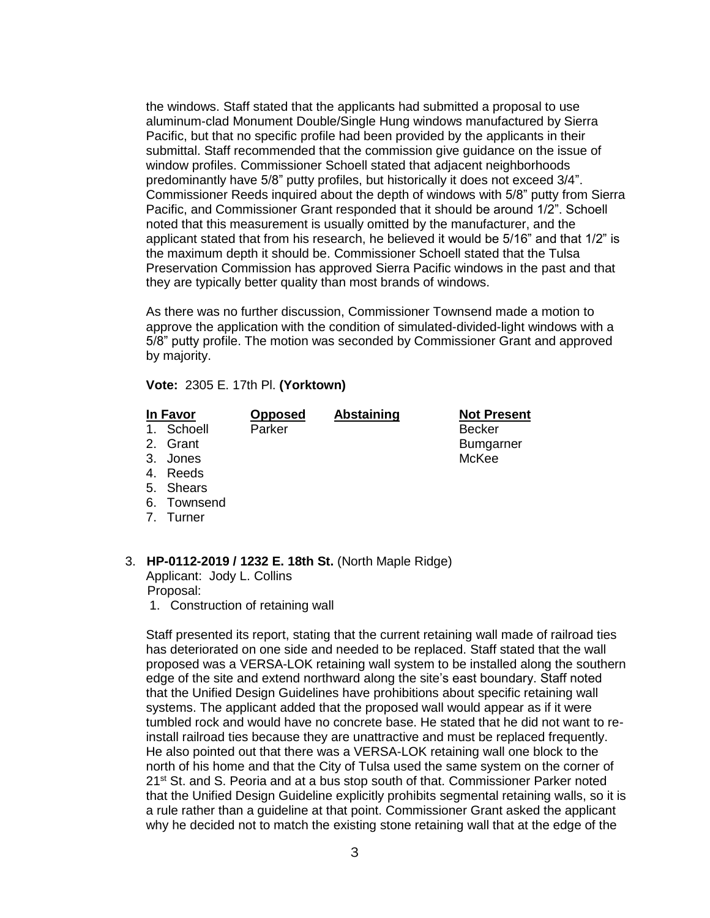the windows. Staff stated that the applicants had submitted a proposal to use aluminum-clad Monument Double/Single Hung windows manufactured by Sierra Pacific, but that no specific profile had been provided by the applicants in their submittal. Staff recommended that the commission give guidance on the issue of window profiles. Commissioner Schoell stated that adjacent neighborhoods predominantly have 5/8" putty profiles, but historically it does not exceed 3/4". Commissioner Reeds inquired about the depth of windows with 5/8" putty from Sierra Pacific, and Commissioner Grant responded that it should be around 1/2". Schoell noted that this measurement is usually omitted by the manufacturer, and the applicant stated that from his research, he believed it would be 5/16" and that 1/2" is the maximum depth it should be. Commissioner Schoell stated that the Tulsa Preservation Commission has approved Sierra Pacific windows in the past and that they are typically better quality than most brands of windows.

As there was no further discussion, Commissioner Townsend made a motion to approve the application with the condition of simulated-divided-light windows with a 5/8" putty profile. The motion was seconded by Commissioner Grant and approved by majority.

**Vote:** 2305 E. 17th Pl. **(Yorktown)**

| **In Favor** | **Opposed** | **Abstaining** | **Not Present** |
|---|---|---|---|
| 1. Schoell | Parker | | Becker |
| 2. Grant | | | Bumgarner |
| 3. Jones | | | McKee |
| 4. Reeds | | | |
| 5. Shears | | | |
| 6. Townsend | | | |
| 7. Turner | | | |

3. **HP-0112-2019 / 1232 E. 18th St.** (North Maple Ridge)
   Applicant: Jody L. Collins
   Proposal:
   1. Construction of retaining wall

   Staff presented its report, stating that the current retaining wall made of railroad ties has deteriorated on one side and needed to be replaced. Staff stated that the wall proposed was a VERSA-LOK retaining wall system to be installed along the southern edge of the site and extend northward along the site's east boundary. Staff noted that the Unified Design Guidelines have prohibitions about specific retaining wall systems. The applicant added that the proposed wall would appear as if it were tumbled rock and would have no concrete base. He stated that he did not want to re-install railroad ties because they are unattractive and must be replaced frequently. He also pointed out that there was a VERSA-LOK retaining wall one block to the north of his home and that the City of Tulsa used the same system on the corner of 21st St. and S. Peoria and at a bus stop south of that. Commissioner Parker noted that the Unified Design Guideline explicitly prohibits segmental retaining walls, so it is a rule rather than a guideline at that point. Commissioner Grant asked the applicant why he decided not to match the existing stone retaining wall that at the edge of the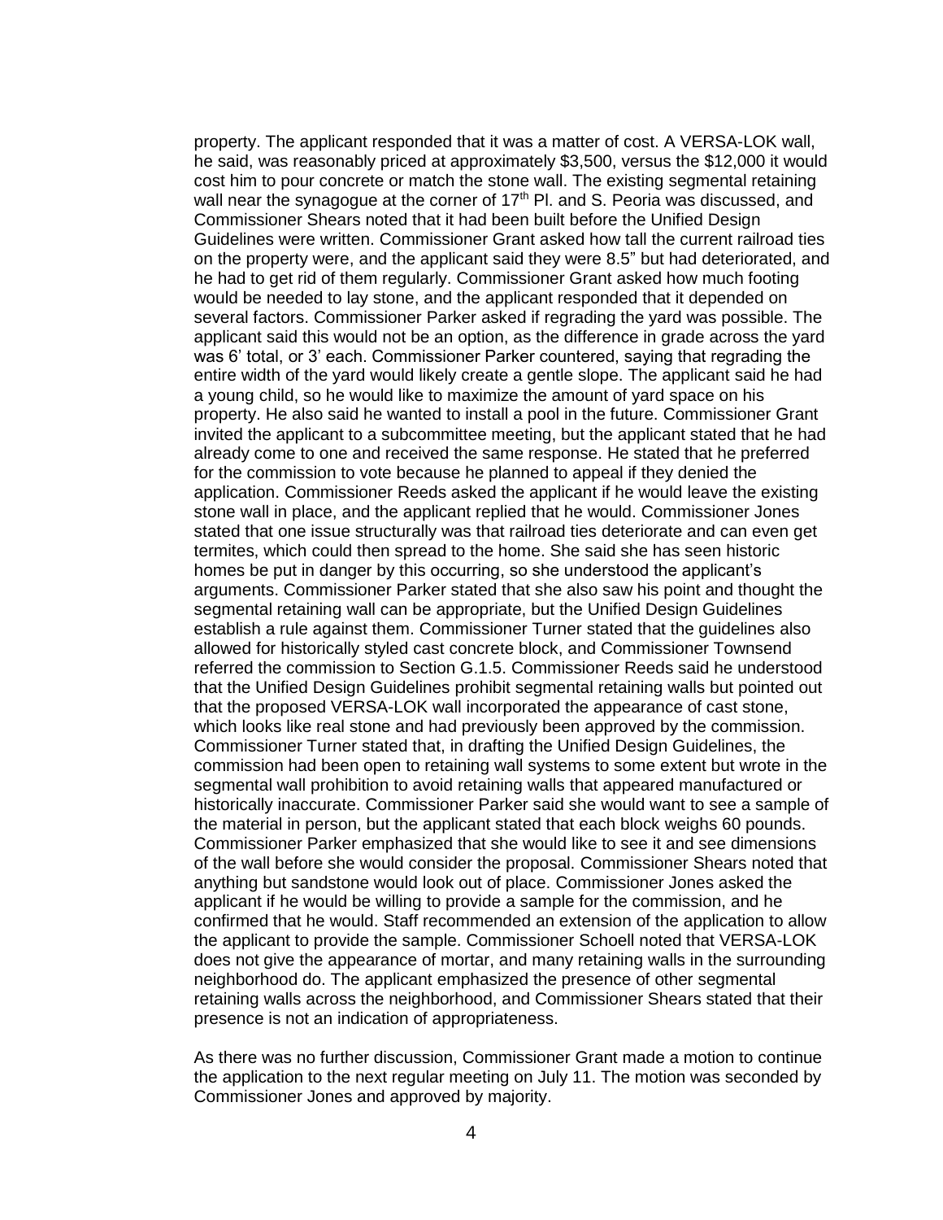property. The applicant responded that it was a matter of cost. A VERSA-LOK wall, he said, was reasonably priced at approximately $3,500, versus the $12,000 it would cost him to pour concrete or match the stone wall. The existing segmental retaining wall near the synagogue at the corner of 17th Pl. and S. Peoria was discussed, and Commissioner Shears noted that it had been built before the Unified Design Guidelines were written. Commissioner Grant asked how tall the current railroad ties on the property were, and the applicant said they were 8.5" but had deteriorated, and he had to get rid of them regularly. Commissioner Grant asked how much footing would be needed to lay stone, and the applicant responded that it depended on several factors. Commissioner Parker asked if regrading the yard was possible. The applicant said this would not be an option, as the difference in grade across the yard was 6' total, or 3' each. Commissioner Parker countered, saying that regrading the entire width of the yard would likely create a gentle slope. The applicant said he had a young child, so he would like to maximize the amount of yard space on his property. He also said he wanted to install a pool in the future. Commissioner Grant invited the applicant to a subcommittee meeting, but the applicant stated that he had already come to one and received the same response. He stated that he preferred for the commission to vote because he planned to appeal if they denied the application. Commissioner Reeds asked the applicant if he would leave the existing stone wall in place, and the applicant replied that he would. Commissioner Jones stated that one issue structurally was that railroad ties deteriorate and can even get termites, which could then spread to the home. She said she has seen historic homes be put in danger by this occurring, so she understood the applicant's arguments. Commissioner Parker stated that she also saw his point and thought the segmental retaining wall can be appropriate, but the Unified Design Guidelines establish a rule against them. Commissioner Turner stated that the guidelines also allowed for historically styled cast concrete block, and Commissioner Townsend referred the commission to Section G.1.5. Commissioner Reeds said he understood that the Unified Design Guidelines prohibit segmental retaining walls but pointed out that the proposed VERSA-LOK wall incorporated the appearance of cast stone, which looks like real stone and had previously been approved by the commission. Commissioner Turner stated that, in drafting the Unified Design Guidelines, the commission had been open to retaining wall systems to some extent but wrote in the segmental wall prohibition to avoid retaining walls that appeared manufactured or historically inaccurate. Commissioner Parker said she would want to see a sample of the material in person, but the applicant stated that each block weighs 60 pounds. Commissioner Parker emphasized that she would like to see it and see dimensions of the wall before she would consider the proposal. Commissioner Shears noted that anything but sandstone would look out of place. Commissioner Jones asked the applicant if he would be willing to provide a sample for the commission, and he confirmed that he would. Staff recommended an extension of the application to allow the applicant to provide the sample. Commissioner Schoell noted that VERSA-LOK does not give the appearance of mortar, and many retaining walls in the surrounding neighborhood do. The applicant emphasized the presence of other segmental retaining walls across the neighborhood, and Commissioner Shears stated that their presence is not an indication of appropriateness.

As there was no further discussion, Commissioner Grant made a motion to continue the application to the next regular meeting on July 11. The motion was seconded by Commissioner Jones and approved by majority.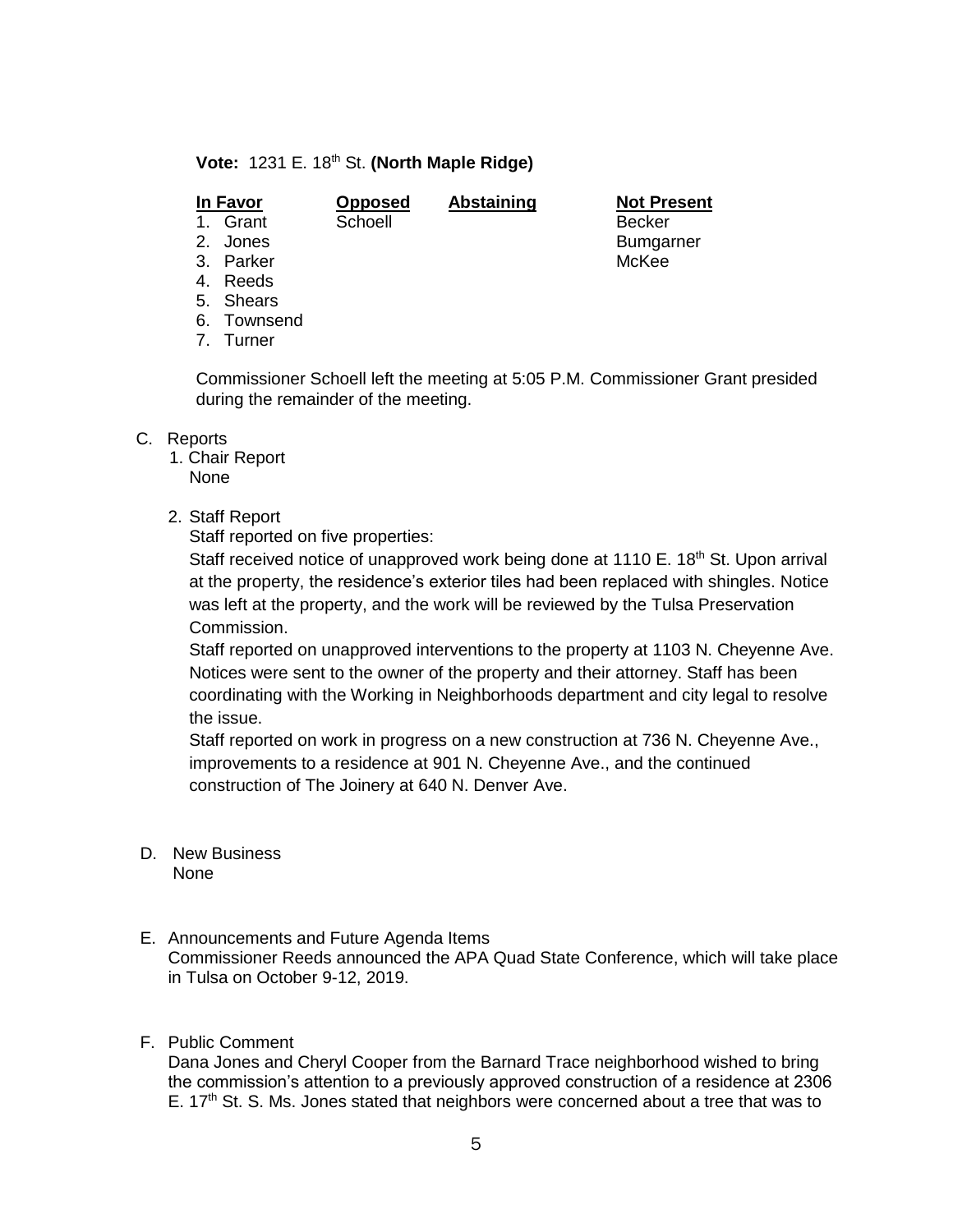**Vote:** 1231 E. 18th St. **(North Maple Ridge)**

| In Favor | Opposed | Abstaining | Not Present |
|---|---|---|---|
| 1. Grant | Schoell | | Becker |
| 2. Jones | | | Bumgarner |
| 3. Parker | | | McKee |
| 4. Reeds | | | |
| 5. Shears | | | |
| 6. Townsend | | | |
| 7. Turner | | | |

Commissioner Schoell left the meeting at 5:05 P.M. Commissioner Grant presided during the remainder of the meeting.

C. Reports

1. Chair Report
   None

2. Staff Report
   Staff reported on five properties:
   Staff received notice of unapproved work being done at 1110 E. 18th St. Upon arrival at the property, the residence's exterior tiles had been replaced with shingles. Notice was left at the property, and the work will be reviewed by the Tulsa Preservation Commission.
   Staff reported on unapproved interventions to the property at 1103 N. Cheyenne Ave. Notices were sent to the owner of the property and their attorney. Staff has been coordinating with the Working in Neighborhoods department and city legal to resolve the issue.
   Staff reported on work in progress on a new construction at 736 N. Cheyenne Ave., improvements to a residence at 901 N. Cheyenne Ave., and the continued construction of The Joinery at 640 N. Denver Ave.

D. New Business
   None

E. Announcements and Future Agenda Items
   Commissioner Reeds announced the APA Quad State Conference, which will take place in Tulsa on October 9-12, 2019.

F. Public Comment
   Dana Jones and Cheryl Cooper from the Barnard Trace neighborhood wished to bring the commission's attention to a previously approved construction of a residence at 2306 E. 17th St. S. Ms. Jones stated that neighbors were concerned about a tree that was to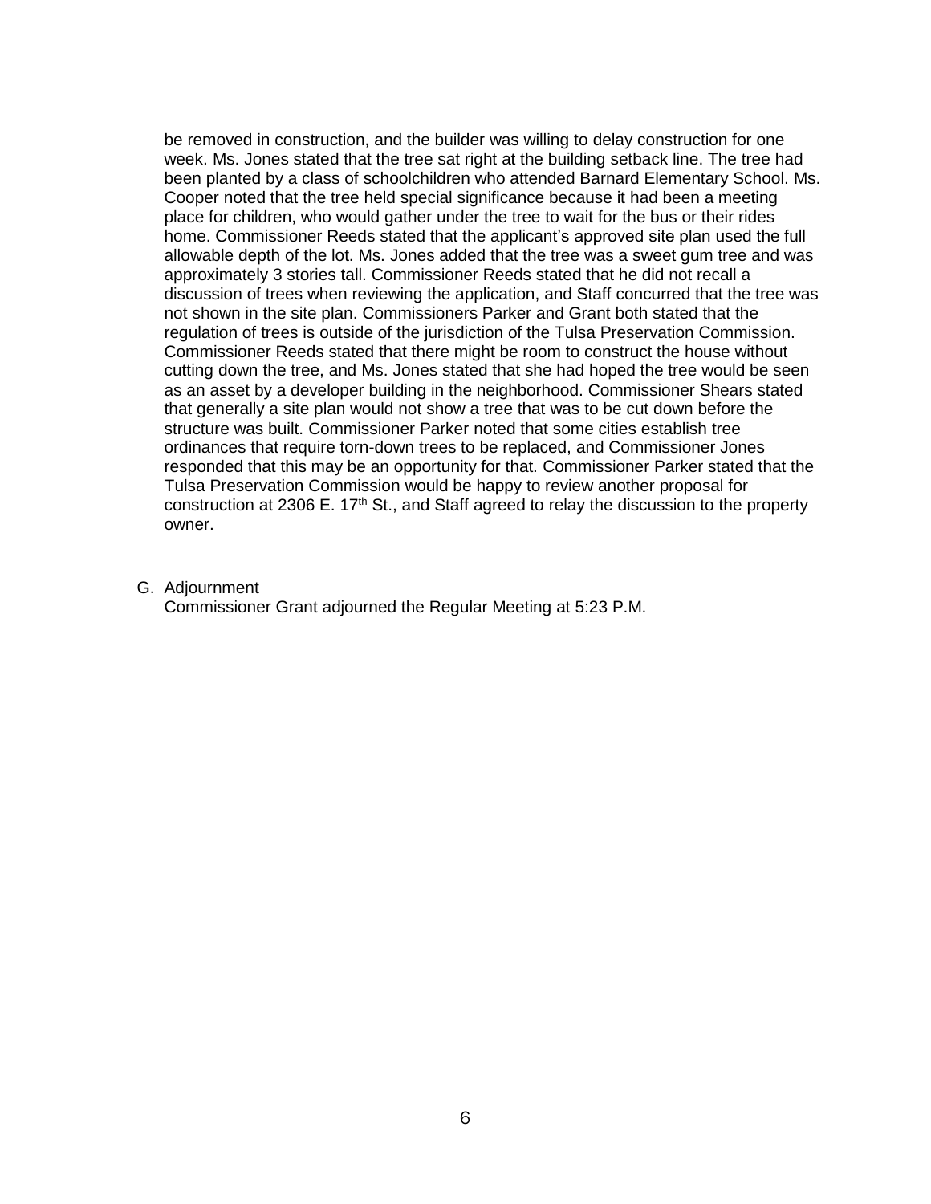be removed in construction, and the builder was willing to delay construction for one week. Ms. Jones stated that the tree sat right at the building setback line. The tree had been planted by a class of schoolchildren who attended Barnard Elementary School. Ms. Cooper noted that the tree held special significance because it had been a meeting place for children, who would gather under the tree to wait for the bus or their rides home. Commissioner Reeds stated that the applicant's approved site plan used the full allowable depth of the lot. Ms. Jones added that the tree was a sweet gum tree and was approximately 3 stories tall. Commissioner Reeds stated that he did not recall a discussion of trees when reviewing the application, and Staff concurred that the tree was not shown in the site plan. Commissioners Parker and Grant both stated that the regulation of trees is outside of the jurisdiction of the Tulsa Preservation Commission. Commissioner Reeds stated that there might be room to construct the house without cutting down the tree, and Ms. Jones stated that she had hoped the tree would be seen as an asset by a developer building in the neighborhood. Commissioner Shears stated that generally a site plan would not show a tree that was to be cut down before the structure was built. Commissioner Parker noted that some cities establish tree ordinances that require torn-down trees to be replaced, and Commissioner Jones responded that this may be an opportunity for that. Commissioner Parker stated that the Tulsa Preservation Commission would be happy to review another proposal for construction at 2306 E. 17th St., and Staff agreed to relay the discussion to the property owner.

G. Adjournment

Commissioner Grant adjourned the Regular Meeting at 5:23 P.M.